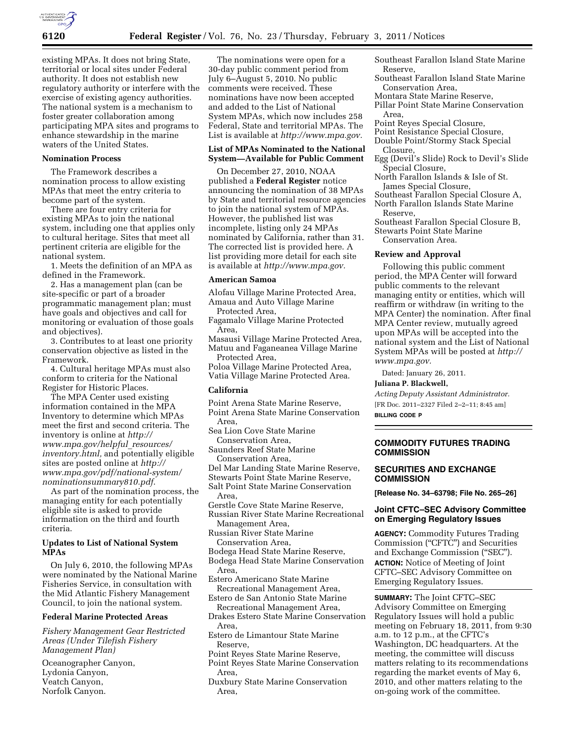existing MPAs. It does not bring State, territorial or local sites under Federal authority. It does not establish new regulatory authority or interfere with the exercise of existing agency authorities. The national system is a mechanism to foster greater collaboration among participating MPA sites and programs to enhance stewardship in the marine waters of the United States.

### Nomination Process

The Framework describes a nomination process to allow existing MPAs that meet the entry criteria to become part of the system.

There are four entry criteria for existing MPAs to join the national system, including one that applies only to cultural heritage. Sites that meet all pertinent criteria are eligible for the national system.

1. Meets the definition of an MPA as defined in the Framework.
2. Has a management plan (can be site-specific or part of a broader programmatic management plan; must have goals and objectives and call for monitoring or evaluation of those goals and objectives).
3. Contributes to at least one priority conservation objective as listed in the Framework.
4. Cultural heritage MPAs must also conform to criteria for the National Register for Historic Places.

The MPA Center used existing information contained in the MPA Inventory to determine which MPAs meet the first and second criteria. The inventory is online at *http://www.mpa.gov/helpful_resources/inventory.html,* and potentially eligible sites are posted online at *http://www.mpa.gov/pdf/national-system/nominationsummary810.pdf*.

As part of the nomination process, the managing entity for each potentially eligible site is asked to provide information on the third and fourth criteria.

### Updates to List of National System MPAs

On July 6, 2010, the following MPAs were nominated by the National Marine Fisheries Service, in consultation with the Mid Atlantic Fishery Management Council, to join the national system.

### Federal Marine Protected Areas

*Fishery Management Gear Restricted Areas (Under Tilefish Fishery Management Plan)*

Oceanographer Canyon,
Lydonia Canyon,
Veatch Canyon,
Norfolk Canyon.

The nominations were open for a 30-day public comment period from July 6–August 5, 2010. No public comments were received. These nominations have now been accepted and added to the List of National System MPAs, which now includes 258 Federal, State and territorial MPAs. The List is available at *http://www.mpa.gov*.

### List of MPAs Nominated to the National System—Available for Public Comment

On December 27, 2010, NOAA published a **Federal Register** notice announcing the nomination of 38 MPAs by State and territorial resource agencies to join the national system of MPAs. However, the published list was incomplete, listing only 24 MPAs nominated by California, rather than 31. The corrected list is provided here. A list providing more detail for each site is available at *http://www.mpa.gov*.

### American Samoa

Alofau Village Marine Protected Area,
Amaua and Auto Village Marine Protected Area,
Fagamalo Village Marine Protected Area,
Masausi Village Marine Protected Area,
Matuu and Faganeanea Village Marine Protected Area,
Poloa Village Marine Protected Area,
Vatia Village Marine Protected Area.

### California

Point Arena State Marine Reserve,
Point Arena State Marine Conservation Area,
Sea Lion Cove State Marine Conservation Area,
Saunders Reef State Marine Conservation Area,
Del Mar Landing State Marine Reserve,
Stewarts Point State Marine Reserve,
Salt Point State Marine Conservation Area,
Gerstle Cove State Marine Reserve,
Russian River State Marine Recreational Management Area,
Russian River State Marine Conservation Area,
Bodega Head State Marine Reserve,
Bodega Head State Marine Conservation Area,
Estero Americano State Marine Recreational Management Area,
Estero de San Antonio State Marine Recreational Management Area,
Drakes Estero State Marine Conservation Area,
Estero de Limantour State Marine Reserve,
Point Reyes State Marine Reserve,
Point Reyes State Marine Conservation Area,
Duxbury State Marine Conservation Area,
Southeast Farallon Island State Marine Reserve,
Southeast Farallon Island State Marine Conservation Area,
Montara State Marine Reserve,
Pillar Point State Marine Conservation Area,
Point Reyes Special Closure,
Point Resistance Special Closure,
Double Point/Stormy Stack Special Closure,
Egg (Devil's Slide) Rock to Devil's Slide Special Closure,
North Farallon Islands & Isle of St. James Special Closure,
Southeast Farallon Special Closure A,
North Farallon Islands State Marine Reserve,
Southeast Farallon Special Closure B,
Stewarts Point State Marine Conservation Area.

### Review and Approval

Following this public comment period, the MPA Center will forward public comments to the relevant managing entity or entities, which will reaffirm or withdraw (in writing to the MPA Center) the nomination. After final MPA Center review, mutually agreed upon MPAs will be accepted into the national system and the List of National System MPAs will be posted at *http://www.mpa.gov*.

Dated: January 26, 2011.

**Juliana P. Blackwell,**

*Acting Deputy Assistant Administrator.*

[FR Doc. 2011–2327 Filed 2–2–11; 8:45 am]

**BILLING CODE P**

## COMMODITY FUTURES TRADING COMMISSION

## SECURITIES AND EXCHANGE COMMISSION

**[Release No. 34–63798; File No. 265–26]**

### Joint CFTC–SEC Advisory Committee on Emerging Regulatory Issues

**AGENCY:** Commodity Futures Trading Commission ("CFTC") and Securities and Exchange Commission ("SEC").

**ACTION:** Notice of Meeting of Joint CFTC–SEC Advisory Committee on Emerging Regulatory Issues.

**SUMMARY:** The Joint CFTC–SEC Advisory Committee on Emerging Regulatory Issues will hold a public meeting on February 18, 2011, from 9:30 a.m. to 12 p.m., at the CFTC's Washington, DC headquarters. At the meeting, the committee will discuss matters relating to its recommendations regarding the market events of May 6, 2010, and other matters relating to the on-going work of the committee.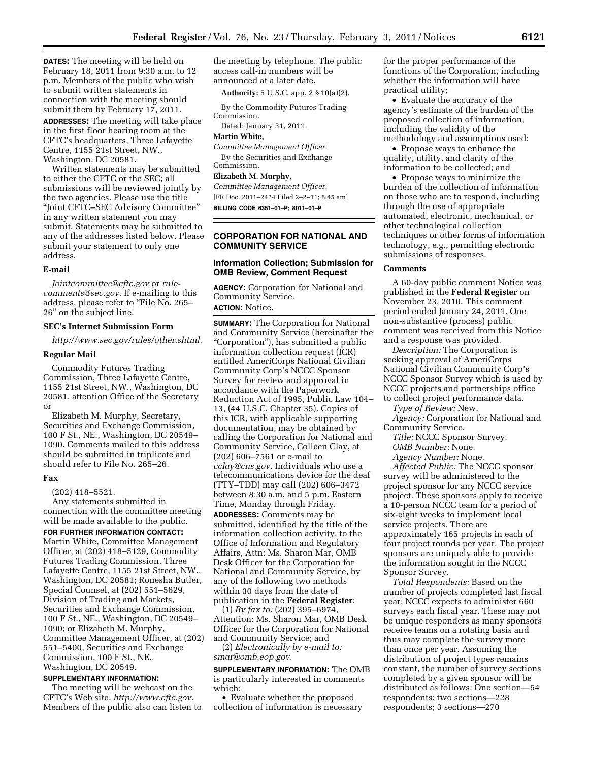**DATES:** The meeting will be held on February 18, 2011 from 9:30 a.m. to 12 p.m. Members of the public who wish to submit written statements in connection with the meeting should submit them by February 17, 2011.

**ADDRESSES:** The meeting will take place in the first floor hearing room at the CFTC's headquarters, Three Lafayette Centre, 1155 21st Street, NW., Washington, DC 20581.

Written statements may be submitted to either the CFTC or the SEC; all submissions will be reviewed jointly by the two agencies. Please use the title "Joint CFTC–SEC Advisory Committee" in any written statement you may submit. Statements may be submitted to any of the addresses listed below. Please submit your statement to only one address.

### E-mail

*Jointcommittee@cftc.gov* or *rule-comments@sec.gov.* If e-mailing to this address, please refer to "File No. 265–26" on the subject line.

### SEC's Internet Submission Form

*http://www.sec.gov/rules/other.shtml.*

### Regular Mail

Commodity Futures Trading Commission, Three Lafayette Centre, 1155 21st Street, NW., Washington, DC 20581, attention Office of the Secretary or

Elizabeth M. Murphy, Secretary, Securities and Exchange Commission, 100 F St., NE., Washington, DC 20549–1090. Comments mailed to this address should be submitted in triplicate and should refer to File No. 265–26.

### Fax

(202) 418–5521.

Any statements submitted in connection with the committee meeting will be made available to the public.

**FOR FURTHER INFORMATION CONTACT:** Martin White, Committee Management Officer, at (202) 418–5129, Commodity Futures Trading Commission, Three Lafayette Centre, 1155 21st Street, NW., Washington, DC 20581; Ronesha Butler, Special Counsel, at (202) 551–5629, Division of Trading and Markets, Securities and Exchange Commission, 100 F St., NE., Washington, DC 20549–1090; or Elizabeth M. Murphy, Committee Management Officer, at (202) 551–5400, Securities and Exchange Commission, 100 F St., NE., Washington, DC 20549.

**SUPPLEMENTARY INFORMATION:**

The meeting will be webcast on the CFTC's Web site, *http://www.cftc.gov.* Members of the public also can listen to the meeting by telephone. The public access call-in numbers will be announced at a later date.

**Authority:** 5 U.S.C. app. 2 § 10(a)(2).

By the Commodity Futures Trading Commission.

Dated: January 31, 2011.

**Martin White,**

*Committee Management Officer.*

By the Securities and Exchange Commission.

**Elizabeth M. Murphy,**

*Committee Management Officer.*

[FR Doc. 2011–2424 Filed 2–2–11; 8:45 am]

**BILLING CODE 6351–01–P; 8011–01–P**

## CORPORATION FOR NATIONAL AND COMMUNITY SERVICE

### Information Collection; Submission for OMB Review, Comment Request

**AGENCY:** Corporation for National and Community Service.

**ACTION:** Notice.

**SUMMARY:** The Corporation for National and Community Service (hereinafter the "Corporation"), has submitted a public information collection request (ICR) entitled AmeriCorps National Civilian Community Corp's NCCC Sponsor Survey for review and approval in accordance with the Paperwork Reduction Act of 1995, Public Law 104–13, (44 U.S.C. Chapter 35). Copies of this ICR, with applicable supporting documentation, may be obtained by calling the Corporation for National and Community Service, Colleen Clay, at (202) 606–7561 or e-mail to *cclay@cns.gov.* Individuals who use a telecommunications device for the deaf (TTY–TDD) may call (202) 606–3472 between 8:30 a.m. and 5 p.m. Eastern Time, Monday through Friday.

**ADDRESSES:** Comments may be submitted, identified by the title of the information collection activity, to the Office of Information and Regulatory Affairs, Attn: Ms. Sharon Mar, OMB Desk Officer for the Corporation for National and Community Service, by any of the following two methods within 30 days from the date of publication in the **Federal Register**:

(1) *By fax to:* (202) 395–6974, Attention: Ms. Sharon Mar, OMB Desk Officer for the Corporation for National and Community Service; and

(2) *Electronically by e-mail to: smar@omb.eop.gov.*

**SUPPLEMENTARY INFORMATION:** The OMB is particularly interested in comments which:

- Evaluate whether the proposed collection of information is necessary for the proper performance of the functions of the Corporation, including whether the information will have practical utility;
- Evaluate the accuracy of the agency's estimate of the burden of the proposed collection of information, including the validity of the methodology and assumptions used;
- Propose ways to enhance the quality, utility, and clarity of the information to be collected; and
- Propose ways to minimize the burden of the collection of information on those who are to respond, including through the use of appropriate automated, electronic, mechanical, or other technological collection techniques or other forms of information technology, e.g., permitting electronic submissions of responses.

### Comments

A 60-day public comment Notice was published in the **Federal Register** on November 23, 2010. This comment period ended January 24, 2011. One non-substantive (process) public comment was received from this Notice and a response was provided.

*Description:* The Corporation is seeking approval of AmeriCorps National Civilian Community Corp's NCCC Sponsor Survey which is used by NCCC projects and partnerships office to collect project performance data.

*Type of Review:* New.

*Agency:* Corporation for National and Community Service.

*Title:* NCCC Sponsor Survey.

*OMB Number:* None.

*Agency Number:* None.

*Affected Public:* The NCCC sponsor survey will be administered to the project sponsor for any NCCC service project. These sponsors apply to receive a 10-person NCCC team for a period of six-eight weeks to implement local service projects. There are approximately 165 projects in each of four project rounds per year. The project sponsors are uniquely able to provide the information sought in the NCCC Sponsor Survey.

*Total Respondents:* Based on the number of projects completed last fiscal year, NCCC expects to administer 660 surveys each fiscal year. These may not be unique responders as many sponsors receive teams on a rotating basis and thus may complete the survey more than once per year. Assuming the distribution of project types remains constant, the number of survey sections completed by a given sponsor will be distributed as follows: One section—54 respondents; two sections—228 respondents; 3 sections—270